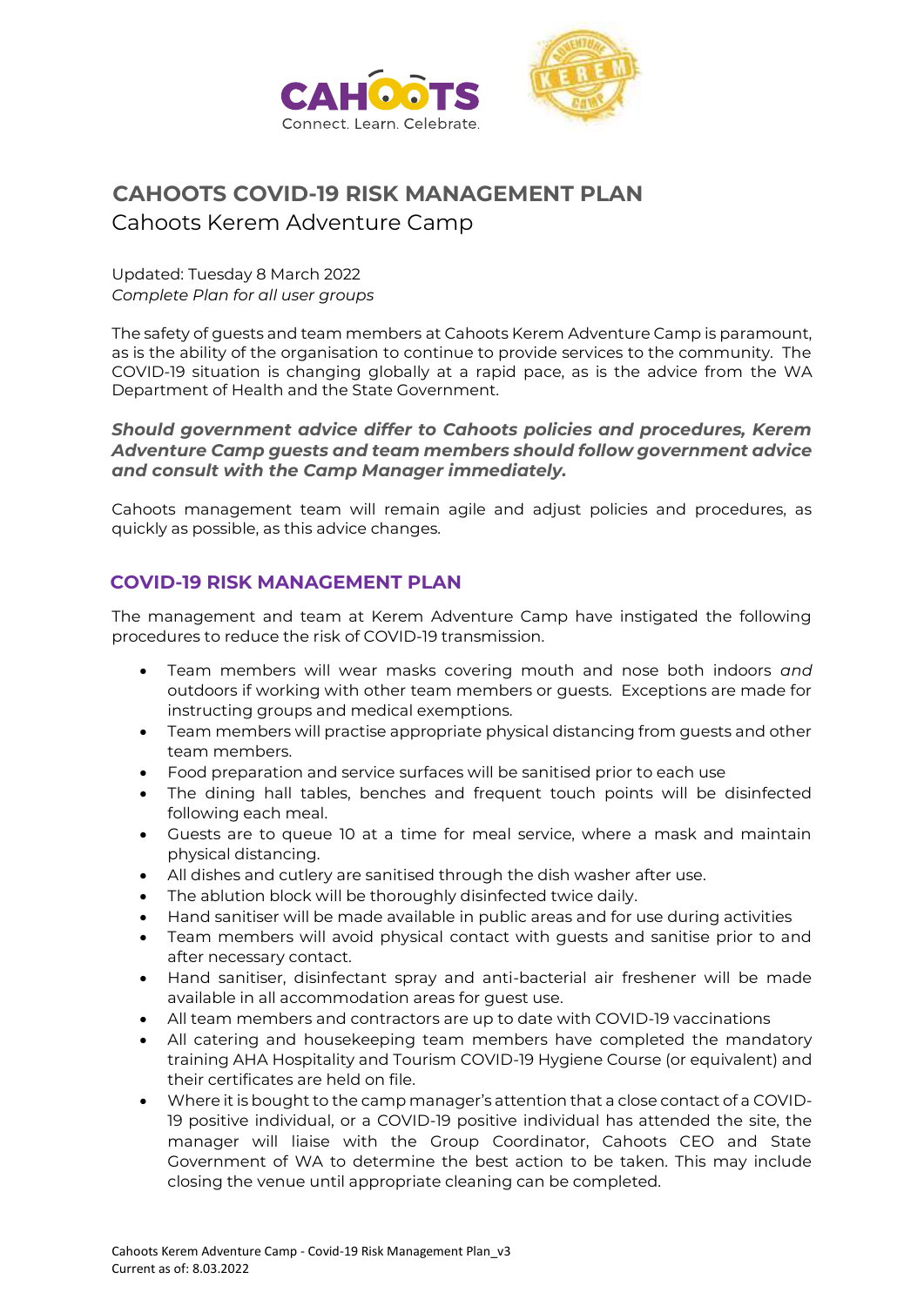# CAHOOTS COVID-19 RISK MANAGEMENT PLAN

Cahoots Kerem Adventure Camp

Updated: Tuesday 8 March 2022
*Complete Plan for all user groups*

The safety of guests and team members at Cahoots Kerem Adventure Camp is paramount, as is the ability of the organisation to continue to provide services to the community. The COVID-19 situation is changing globally at a rapid pace, as is the advice from the WA Department of Health and the State Government.

***Should government advice differ to Cahoots policies and procedures, Kerem Adventure Camp guests and team members should follow government advice and consult with the Camp Manager immediately.***

Cahoots management team will remain agile and adjust policies and procedures, as quickly as possible, as this advice changes.

## COVID-19 RISK MANAGEMENT PLAN

The management and team at Kerem Adventure Camp have instigated the following procedures to reduce the risk of COVID-19 transmission.

- Team members will wear masks covering mouth and nose both indoors *and* outdoors if working with other team members or guests. Exceptions are made for instructing groups and medical exemptions.
- Team members will practise appropriate physical distancing from guests and other team members.
- Food preparation and service surfaces will be sanitised prior to each use
- The dining hall tables, benches and frequent touch points will be disinfected following each meal.
- Guests are to queue 10 at a time for meal service, where a mask and maintain physical distancing.
- All dishes and cutlery are sanitised through the dish washer after use.
- The ablution block will be thoroughly disinfected twice daily.
- Hand sanitiser will be made available in public areas and for use during activities
- Team members will avoid physical contact with guests and sanitise prior to and after necessary contact.
- Hand sanitiser, disinfectant spray and anti-bacterial air freshener will be made available in all accommodation areas for guest use.
- All team members and contractors are up to date with COVID-19 vaccinations
- All catering and housekeeping team members have completed the mandatory training AHA Hospitality and Tourism COVID-19 Hygiene Course (or equivalent) and their certificates are held on file.
- Where it is bought to the camp manager's attention that a close contact of a COVID-19 positive individual, or a COVID-19 positive individual has attended the site, the manager will liaise with the Group Coordinator, Cahoots CEO and State Government of WA to determine the best action to be taken. This may include closing the venue until appropriate cleaning can be completed.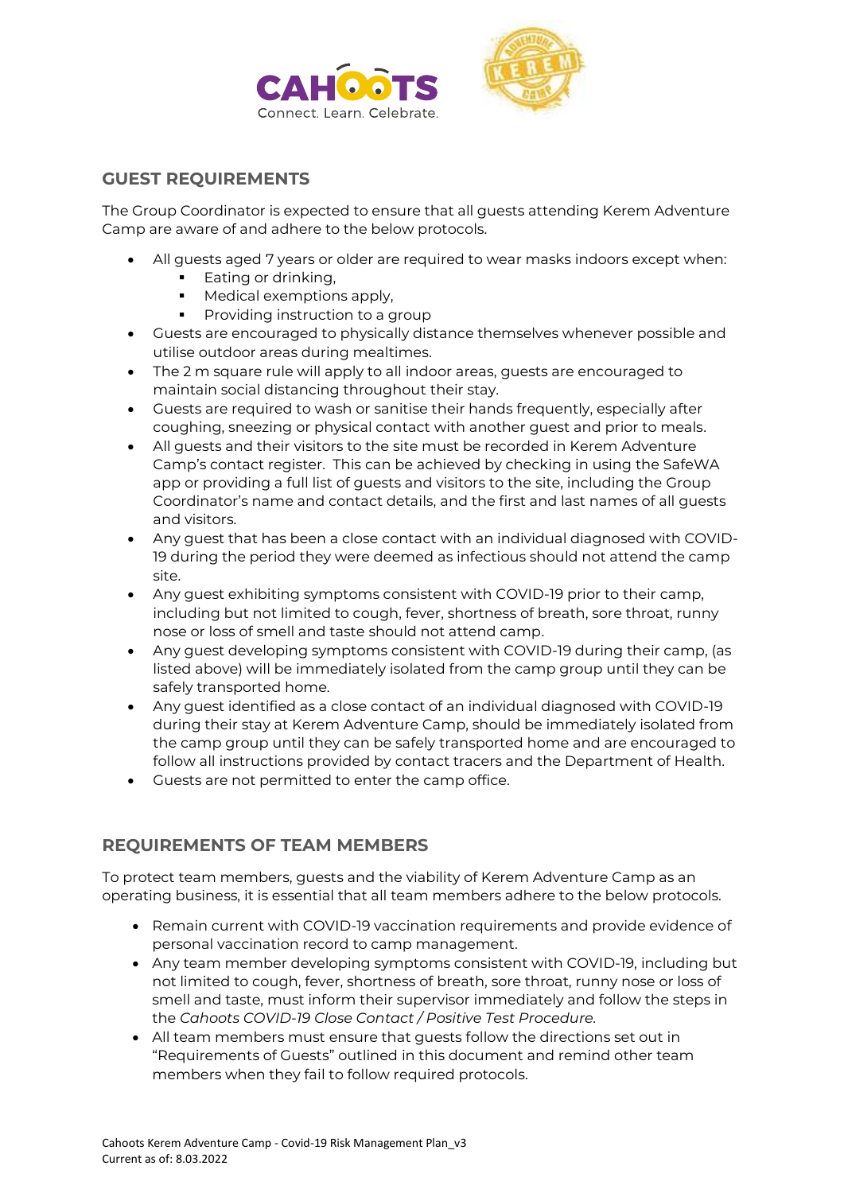## GUEST REQUIREMENTS

The Group Coordinator is expected to ensure that all guests attending Kerem Adventure Camp are aware of and adhere to the below protocols.

- All guests aged 7 years or older are required to wear masks indoors except when:
  - Eating or drinking,
  - Medical exemptions apply,
  - Providing instruction to a group
- Guests are encouraged to physically distance themselves whenever possible and utilise outdoor areas during mealtimes.
- The 2 m square rule will apply to all indoor areas, guests are encouraged to maintain social distancing throughout their stay.
- Guests are required to wash or sanitise their hands frequently, especially after coughing, sneezing or physical contact with another guest and prior to meals.
- All guests and their visitors to the site must be recorded in Kerem Adventure Camp's contact register. This can be achieved by checking in using the SafeWA app or providing a full list of guests and visitors to the site, including the Group Coordinator's name and contact details, and the first and last names of all guests and visitors.
- Any guest that has been a close contact with an individual diagnosed with COVID-19 during the period they were deemed as infectious should not attend the camp site.
- Any guest exhibiting symptoms consistent with COVID-19 prior to their camp, including but not limited to cough, fever, shortness of breath, sore throat, runny nose or loss of smell and taste should not attend camp.
- Any guest developing symptoms consistent with COVID-19 during their camp, (as listed above) will be immediately isolated from the camp group until they can be safely transported home.
- Any guest identified as a close contact of an individual diagnosed with COVID-19 during their stay at Kerem Adventure Camp, should be immediately isolated from the camp group until they can be safely transported home and are encouraged to follow all instructions provided by contact tracers and the Department of Health.
- Guests are not permitted to enter the camp office.

## REQUIREMENTS OF TEAM MEMBERS

To protect team members, guests and the viability of Kerem Adventure Camp as an operating business, it is essential that all team members adhere to the below protocols.

- Remain current with COVID-19 vaccination requirements and provide evidence of personal vaccination record to camp management.
- Any team member developing symptoms consistent with COVID-19, including but not limited to cough, fever, shortness of breath, sore throat, runny nose or loss of smell and taste, must inform their supervisor immediately and follow the steps in the *Cahoots COVID-19 Close Contact / Positive Test Procedure*.
- All team members must ensure that guests follow the directions set out in "Requirements of Guests" outlined in this document and remind other team members when they fail to follow required protocols.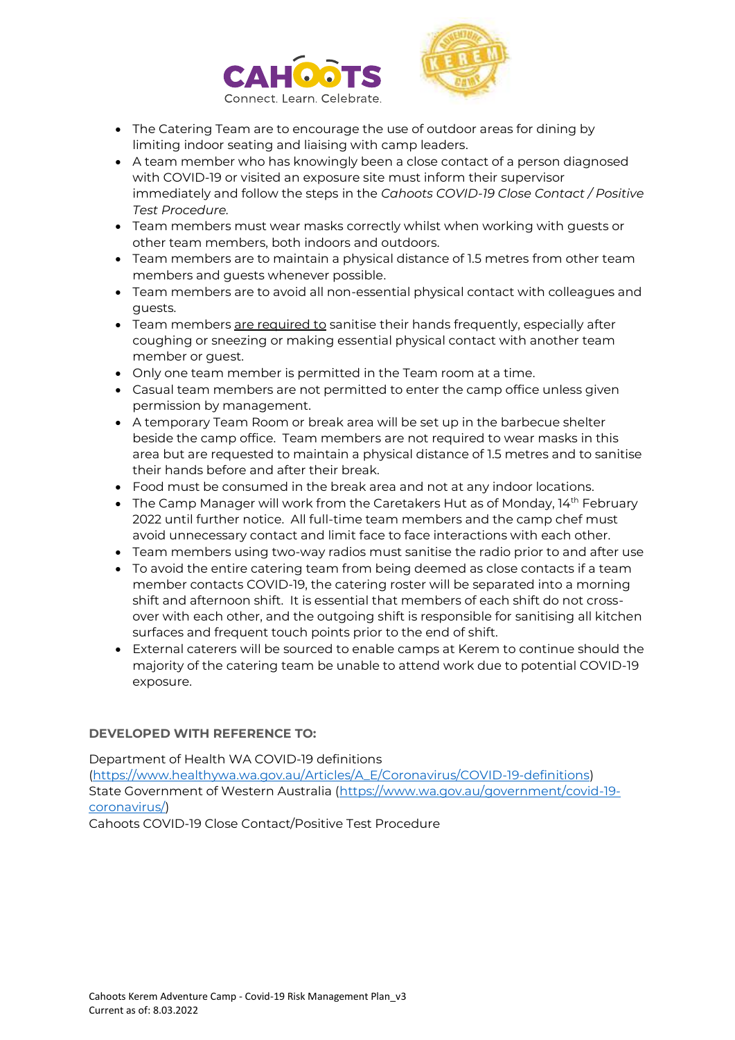- The Catering Team are to encourage the use of outdoor areas for dining by limiting indoor seating and liaising with camp leaders.
- A team member who has knowingly been a close contact of a person diagnosed with COVID-19 or visited an exposure site must inform their supervisor immediately and follow the steps in the *Cahoots COVID-19 Close Contact / Positive Test Procedure.*
- Team members must wear masks correctly whilst when working with guests or other team members, both indoors and outdoors.
- Team members are to maintain a physical distance of 1.5 metres from other team members and guests whenever possible.
- Team members are to avoid all non-essential physical contact with colleagues and guests.
- Team members <u>are required to</u> sanitise their hands frequently, especially after coughing or sneezing or making essential physical contact with another team member or guest.
- Only one team member is permitted in the Team room at a time.
- Casual team members are not permitted to enter the camp office unless given permission by management.
- A temporary Team Room or break area will be set up in the barbecue shelter beside the camp office. Team members are not required to wear masks in this area but are requested to maintain a physical distance of 1.5 metres and to sanitise their hands before and after their break.
- Food must be consumed in the break area and not at any indoor locations.
- The Camp Manager will work from the Caretakers Hut as of Monday, 14th February 2022 until further notice. All full-time team members and the camp chef must avoid unnecessary contact and limit face to face interactions with each other.
- Team members using two-way radios must sanitise the radio prior to and after use
- To avoid the entire catering team from being deemed as close contacts if a team member contacts COVID-19, the catering roster will be separated into a morning shift and afternoon shift. It is essential that members of each shift do not cross-over with each other, and the outgoing shift is responsible for sanitising all kitchen surfaces and frequent touch points prior to the end of shift.
- External caterers will be sourced to enable camps at Kerem to continue should the majority of the catering team be unable to attend work due to potential COVID-19 exposure.

**DEVELOPED WITH REFERENCE TO:**

Department of Health WA COVID-19 definitions (https://www.healthywa.wa.gov.au/Articles/A_E/Coronavirus/COVID-19-definitions)
State Government of Western Australia (https://www.wa.gov.au/government/covid-19-coronavirus/)
Cahoots COVID-19 Close Contact/Positive Test Procedure